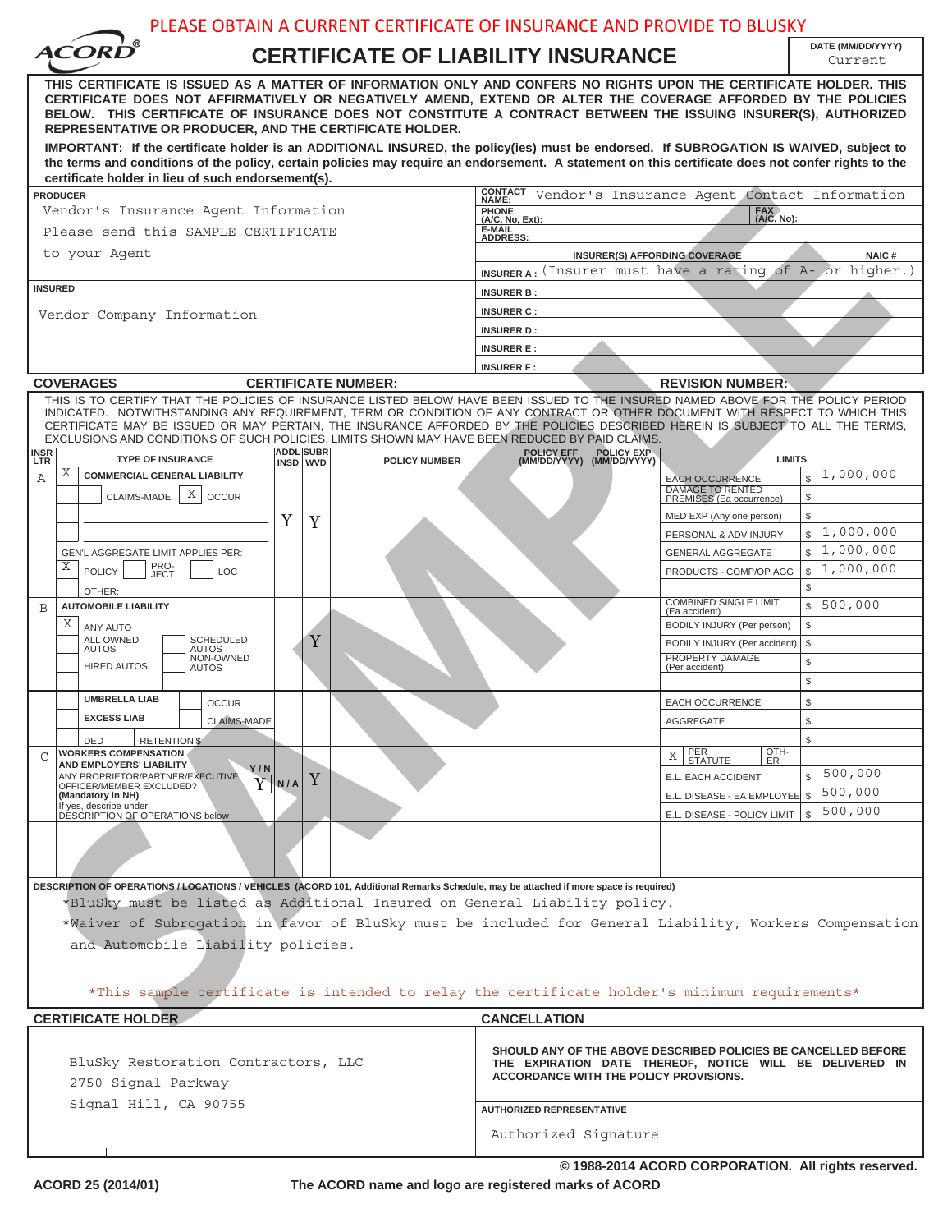PLEASE OBTAIN A CURRENT CERTIFICATE OF INSURANCE AND PROVIDE TO BLUSKY

ACORD®

# CERTIFICATE OF LIABILITY INSURANCE

DATE (MM/DD/YYYY): Current

**THIS CERTIFICATE IS ISSUED AS A MATTER OF INFORMATION ONLY AND CONFERS NO RIGHTS UPON THE CERTIFICATE HOLDER. THIS CERTIFICATE DOES NOT AFFIRMATIVELY OR NEGATIVELY AMEND, EXTEND OR ALTER THE COVERAGE AFFORDED BY THE POLICIES BELOW. THIS CERTIFICATE OF INSURANCE DOES NOT CONSTITUTE A CONTRACT BETWEEN THE ISSUING INSURER(S), AUTHORIZED REPRESENTATIVE OR PRODUCER, AND THE CERTIFICATE HOLDER.**

**IMPORTANT: If the certificate holder is an ADDITIONAL INSURED, the policy(ies) must be endorsed. If SUBROGATION IS WAIVED, subject to the terms and conditions of the policy, certain policies may require an endorsement. A statement on this certificate does not confer rights to the certificate holder in lieu of such endorsement(s).**

| PRODUCER | |
|---|---|
| Vendor's Insurance Agent Information<br>Please send this SAMPLE CERTIFICATE<br>to your Agent | CONTACT NAME: Vendor's Insurance Agent Contact Information<br>PHONE (A/C, No, Ext): FAX (A/C, No):<br>E-MAIL ADDRESS: |

| | INSURER(S) AFFORDING COVERAGE | NAIC # |
|---|---|---|
| **INSURED**<br>Vendor Company Information | INSURER A : (Insurer must have a rating of A- or higher.) | |
| | INSURER B : | |
| | INSURER C : | |
| | INSURER D : | |
| | INSURER E : | |
| | INSURER F : | |

**COVERAGES** — CERTIFICATE NUMBER: — REVISION NUMBER:

THIS IS TO CERTIFY THAT THE POLICIES OF INSURANCE LISTED BELOW HAVE BEEN ISSUED TO THE INSURED NAMED ABOVE FOR THE POLICY PERIOD INDICATED. NOTWITHSTANDING ANY REQUIREMENT, TERM OR CONDITION OF ANY CONTRACT OR OTHER DOCUMENT WITH RESPECT TO WHICH THIS CERTIFICATE MAY BE ISSUED OR MAY PERTAIN, THE INSURANCE AFFORDED BY THE POLICIES DESCRIBED HEREIN IS SUBJECT TO ALL THE TERMS, EXCLUSIONS AND CONDITIONS OF SUCH POLICIES. LIMITS SHOWN MAY HAVE BEEN REDUCED BY PAID CLAIMS.

| INSR LTR | TYPE OF INSURANCE | ADDL INSD | SUBR WVD | POLICY NUMBER | POLICY EFF (MM/DD/YYYY) | POLICY EXP (MM/DD/YYYY) | LIMITS | |
|---|---|---|---|---|---|---|---|---|
| A | X COMMERCIAL GENERAL LIABILITY | Y | Y | | | | EACH OCCURRENCE | $ 1,000,000 |
| | CLAIMS-MADE [X] OCCUR | | | | | | DAMAGE TO RENTED PREMISES (Ea occurrence) | $ |
| | | | | | | | MED EXP (Any one person) | $ |
| | | | | | | | PERSONAL & ADV INJURY | $ 1,000,000 |
| | GEN'L AGGREGATE LIMIT APPLIES PER: | | | | | | GENERAL AGGREGATE | $ 1,000,000 |
| | X POLICY / PRO-JECT / LOC | | | | | | PRODUCTS - COMP/OP AGG | $ 1,000,000 |
| | OTHER: | | | | | | | $ |
| B | AUTOMOBILE LIABILITY | | Y | | | | COMBINED SINGLE LIMIT (Ea accident) | $ 500,000 |
| | X ANY AUTO | | | | | | BODILY INJURY (Per person) | $ |
| | ALL OWNED AUTOS / SCHEDULED AUTOS | | | | | | BODILY INJURY (Per accident) | $ |
| | HIRED AUTOS / NON-OWNED AUTOS | | | | | | PROPERTY DAMAGE (Per accident) | $ |
| | | | | | | | | $ |
| | UMBRELLA LIAB / OCCUR | | | | | | EACH OCCURRENCE | $ |
| | EXCESS LIAB / CLAIMS-MADE | | | | | | AGGREGATE | $ |
| | DED / RETENTION $ | | | | | | | $ |
| C | WORKERS COMPENSATION AND EMPLOYERS' LIABILITY Y/N<br>ANY PROPRIETOR/PARTNER/EXECUTIVE OFFICER/MEMBER EXCLUDED? Y<br>(Mandatory in NH)<br>If yes, describe under DESCRIPTION OF OPERATIONS below | N/A | Y | | | | X PER STATUTE / OTH-ER | |
| | | | | | | | E.L. EACH ACCIDENT | $ 500,000 |
| | | | | | | | E.L. DISEASE - EA EMPLOYEE | $ 500,000 |
| | | | | | | | E.L. DISEASE - POLICY LIMIT | $ 500,000 |

**DESCRIPTION OF OPERATIONS / LOCATIONS / VEHICLES** (ACORD 101, Additional Remarks Schedule, may be attached if more space is required)

*BluSky must be listed as Additional Insured on General Liability policy.

*Waiver of Subrogation in favor of BluSky must be included for General Liability, Workers Compensation and Automobile Liability policies.

*This sample certificate is intended to relay the certificate holder's minimum requirements*

| CERTIFICATE HOLDER | CANCELLATION |
|---|---|
| BluSky Restoration Contractors, LLC<br>2750 Signal Parkway<br>Signal Hill, CA 90755 | **SHOULD ANY OF THE ABOVE DESCRIBED POLICIES BE CANCELLED BEFORE THE EXPIRATION DATE THEREOF, NOTICE WILL BE DELIVERED IN ACCORDANCE WITH THE POLICY PROVISIONS.**<br><br>AUTHORIZED REPRESENTATIVE<br>Authorized Signature |

© 1988-2014 ACORD CORPORATION. All rights reserved.

ACORD 25 (2014/01) — The ACORD name and logo are registered marks of ACORD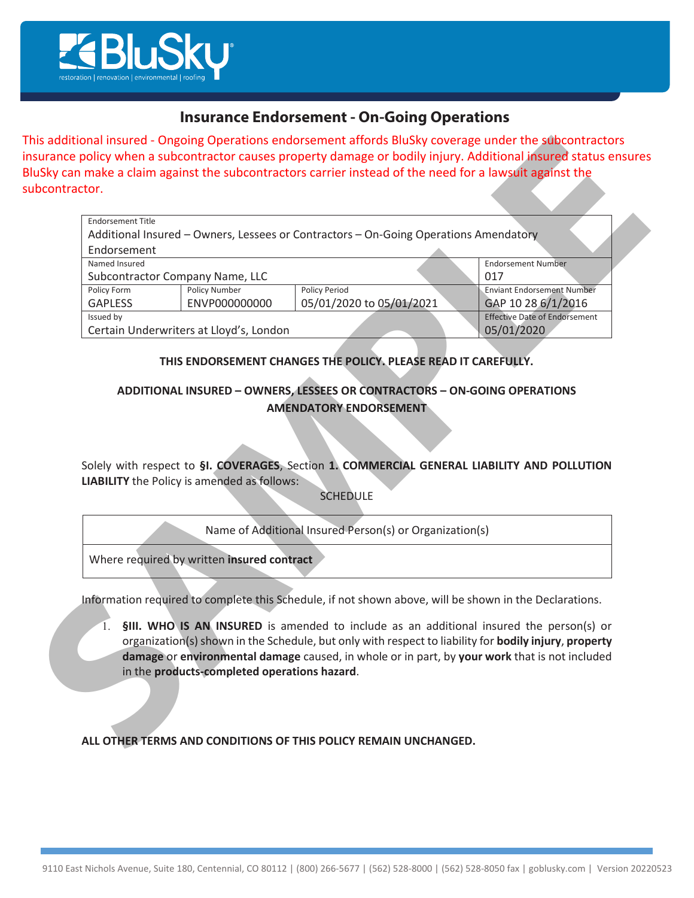# Insurance Endorsement - On-Going Operations

This additional insured - Ongoing Operations endorsement affords BluSky coverage under the subcontractors insurance policy when a subcontractor causes property damage or bodily injury. Additional insured status ensures BluSky can make a claim against the subcontractors carrier instead of the need for a lawsuit against the subcontractor.

| Endorsement Title | | | |
|---|---|---|---|
| Additional Insured – Owners, Lessees or Contractors – On-Going Operations Amendatory Endorsement | | | |
| Named Insured<br>Subcontractor Company Name, LLC | | | Endorsement Number<br>017 |
| Policy Form<br>GAPLESS | Policy Number<br>ENVP000000000 | Policy Period<br>05/01/2020 to 05/01/2021 | Enviant Endorsement Number<br>GAP 10 28 6/1/2016 |
| Issued by<br>Certain Underwriters at Lloyd's, London | | | Effective Date of Endorsement<br>05/01/2020 |

**THIS ENDORSEMENT CHANGES THE POLICY. PLEASE READ IT CAREFULLY.**

**ADDITIONAL INSURED – OWNERS, LESSEES OR CONTRACTORS – ON-GOING OPERATIONS AMENDATORY ENDORSEMENT**

Solely with respect to **§I. COVERAGES**, Section **1. COMMERCIAL GENERAL LIABILITY AND POLLUTION LIABILITY** the Policy is amended as follows:

SCHEDULE

| Name of Additional Insured Person(s) or Organization(s) |
|---|
| Where required by written **insured contract** |

Information required to complete this Schedule, if not shown above, will be shown in the Declarations.

1. **§III. WHO IS AN INSURED** is amended to include as an additional insured the person(s) or organization(s) shown in the Schedule, but only with respect to liability for **bodily injury**, **property damage** or **environmental damage** caused, in whole or in part, by **your work** that is not included in the **products-completed operations hazard**.

**ALL OTHER TERMS AND CONDITIONS OF THIS POLICY REMAIN UNCHANGED.**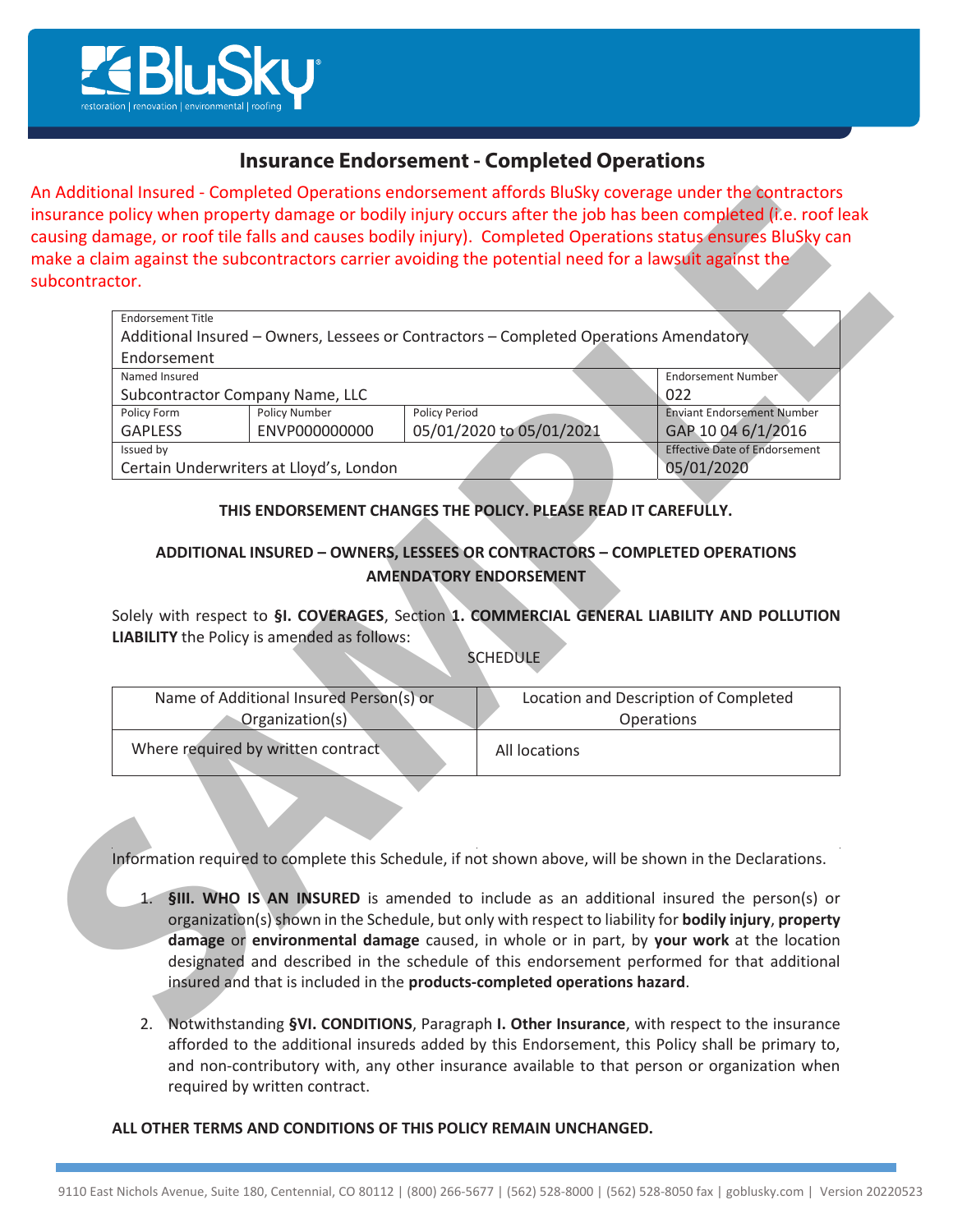# Insurance Endorsement - Completed Operations

An Additional Insured - Completed Operations endorsement affords BluSky coverage under the contractors insurance policy when property damage or bodily injury occurs after the job has been completed (i.e. roof leak causing damage, or roof tile falls and causes bodily injury). Completed Operations status ensures BluSky can make a claim against the subcontractors carrier avoiding the potential need for a lawsuit against the subcontractor.

| | | | |
|---|---|---|---|
| Endorsement Title<br>Additional Insured – Owners, Lessees or Contractors – Completed Operations Amendatory Endorsement | | | |
| Named Insured<br>Subcontractor Company Name, LLC | | | Endorsement Number<br>022 |
| Policy Form<br>GAPLESS | Policy Number<br>ENVP000000000 | Policy Period<br>05/01/2020 to 05/01/2021 | Enviant Endorsement Number<br>GAP 10 04 6/1/2016 |
| Issued by<br>Certain Underwriters at Lloyd's, London | | | Effective Date of Endorsement<br>05/01/2020 |

**THIS ENDORSEMENT CHANGES THE POLICY. PLEASE READ IT CAREFULLY.**

**ADDITIONAL INSURED – OWNERS, LESSEES OR CONTRACTORS – COMPLETED OPERATIONS AMENDATORY ENDORSEMENT**

Solely with respect to **§I. COVERAGES**, Section **1. COMMERCIAL GENERAL LIABILITY AND POLLUTION LIABILITY** the Policy is amended as follows:

SCHEDULE

| Name of Additional Insured Person(s) or Organization(s) | Location and Description of Completed Operations |
|---|---|
| Where required by written contract | All locations |

Information required to complete this Schedule, if not shown above, will be shown in the Declarations.

1. **§III. WHO IS AN INSURED** is amended to include as an additional insured the person(s) or organization(s) shown in the Schedule, but only with respect to liability for **bodily injury**, **property damage** or **environmental damage** caused, in whole or in part, by **your work** at the location designated and described in the schedule of this endorsement performed for that additional insured and that is included in the **products-completed operations hazard**.

2. Notwithstanding **§VI. CONDITIONS**, Paragraph **I. Other Insurance**, with respect to the insurance afforded to the additional insureds added by this Endorsement, this Policy shall be primary to, and non-contributory with, any other insurance available to that person or organization when required by written contract.

**ALL OTHER TERMS AND CONDITIONS OF THIS POLICY REMAIN UNCHANGED.**